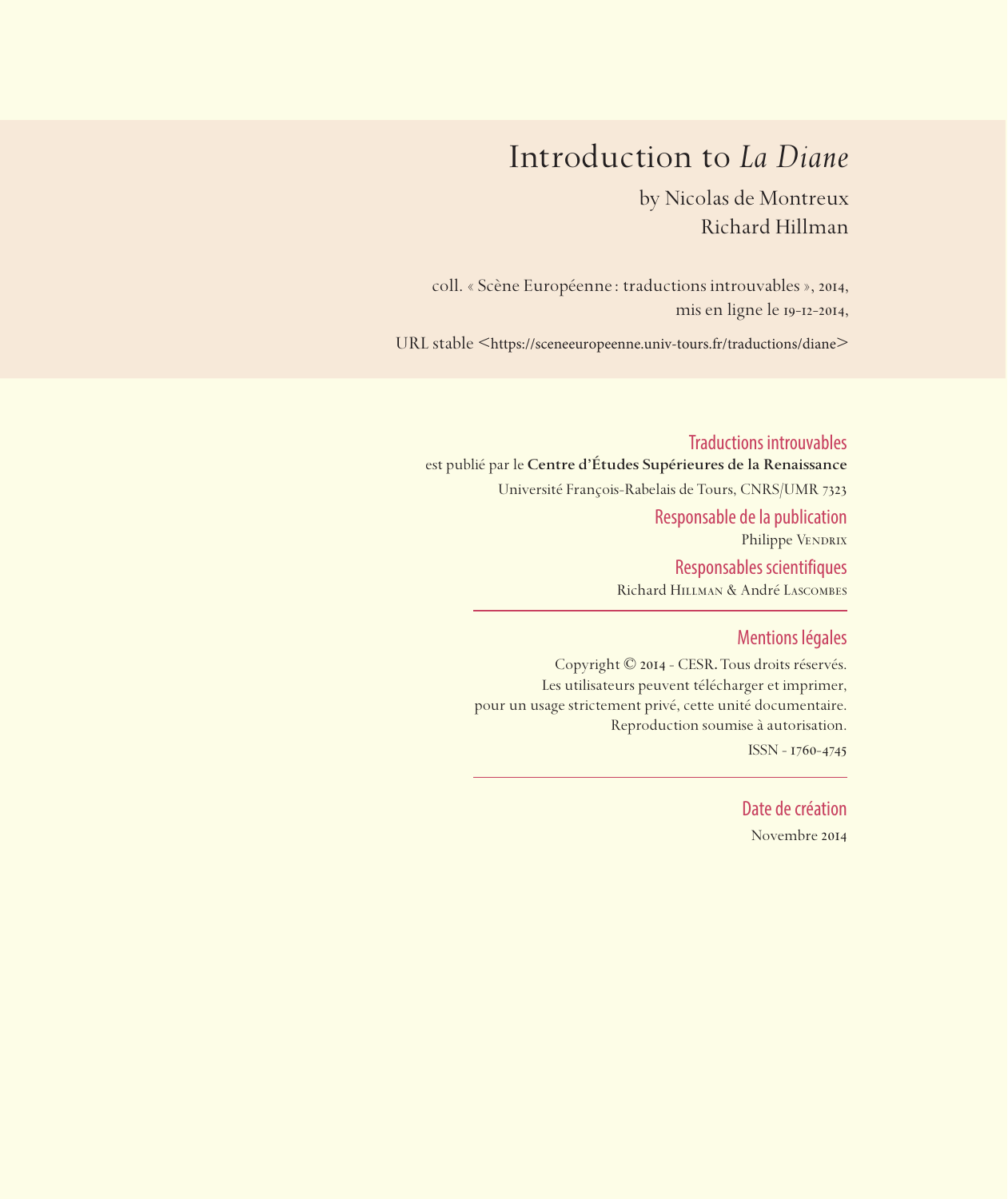# Introduction to *La Diane*

by Nicolas de Montreux
Richard Hillman

coll. « Scène Européenne : traductions introuvables », 2014,
mis en ligne le 19-12-2014,

URL stable <https://sceneeuropeenne.univ-tours.fr/traductions/diane>

**Traductions introuvables**
est publié par le **Centre d'Études Supérieures de la Renaissance**
Université François-Rabelais de Tours, CNRS/UMR 7323

**Responsable de la publication**
Philippe Vendrix

**Responsables scientifiques**
Richard Hillman & André Lascombes

---

**Mentions légales**
Copyright © 2014 - CESR. Tous droits réservés.
Les utilisateurs peuvent télécharger et imprimer,
pour un usage strictement privé, cette unité documentaire.
Reproduction soumise à autorisation.
ISSN - 1760-4745

---

**Date de création**
Novembre 2014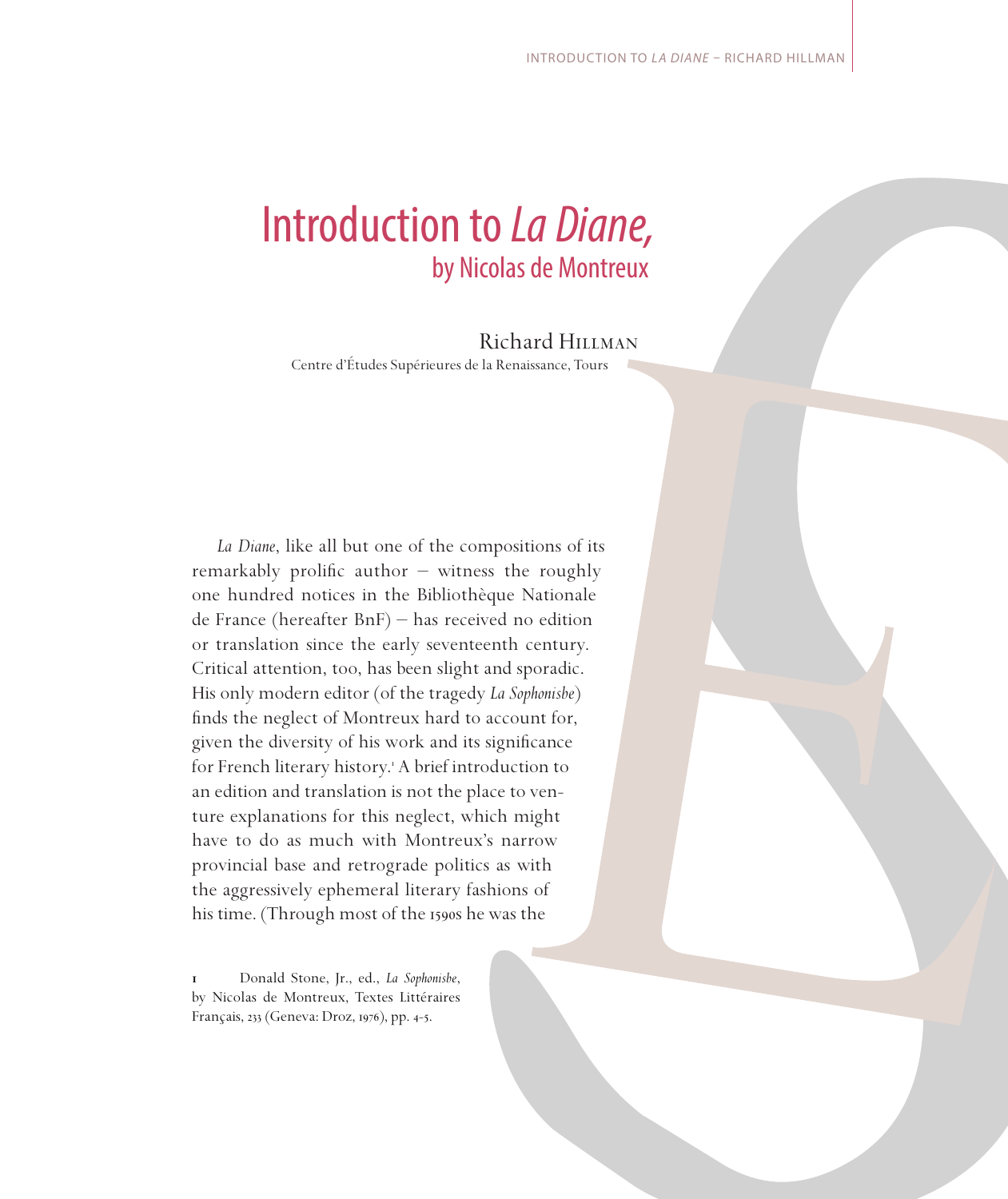# Introduction to *La Diane*, by Nicolas de Montreux

Richard Hillman
Centre d'Études Supérieures de la Renaissance, Tours

*La Diane*, like all but one of the compositions of its remarkably prolific author — witness the roughly one hundred notices in the Bibliothèque Nationale de France (hereafter BnF) — has received no edition or translation since the early seventeenth century. Critical attention, too, has been slight and sporadic. His only modern editor (of the tragedy *La Sophonisbe*) finds the neglect of Montreux hard to account for, given the diversity of his work and its significance for French literary history.[1] A brief introduction to an edition and translation is not the place to venture explanations for this neglect, which might have to do as much with Montreux's narrow provincial base and retrograde politics as with the aggressively ephemeral literary fashions of his time. (Through most of the 1590s he was the

1 Donald Stone, Jr., ed., *La Sophonisbe*, by Nicolas de Montreux, Textes Littéraires Français, 233 (Geneva: Droz, 1976), pp. 4–5.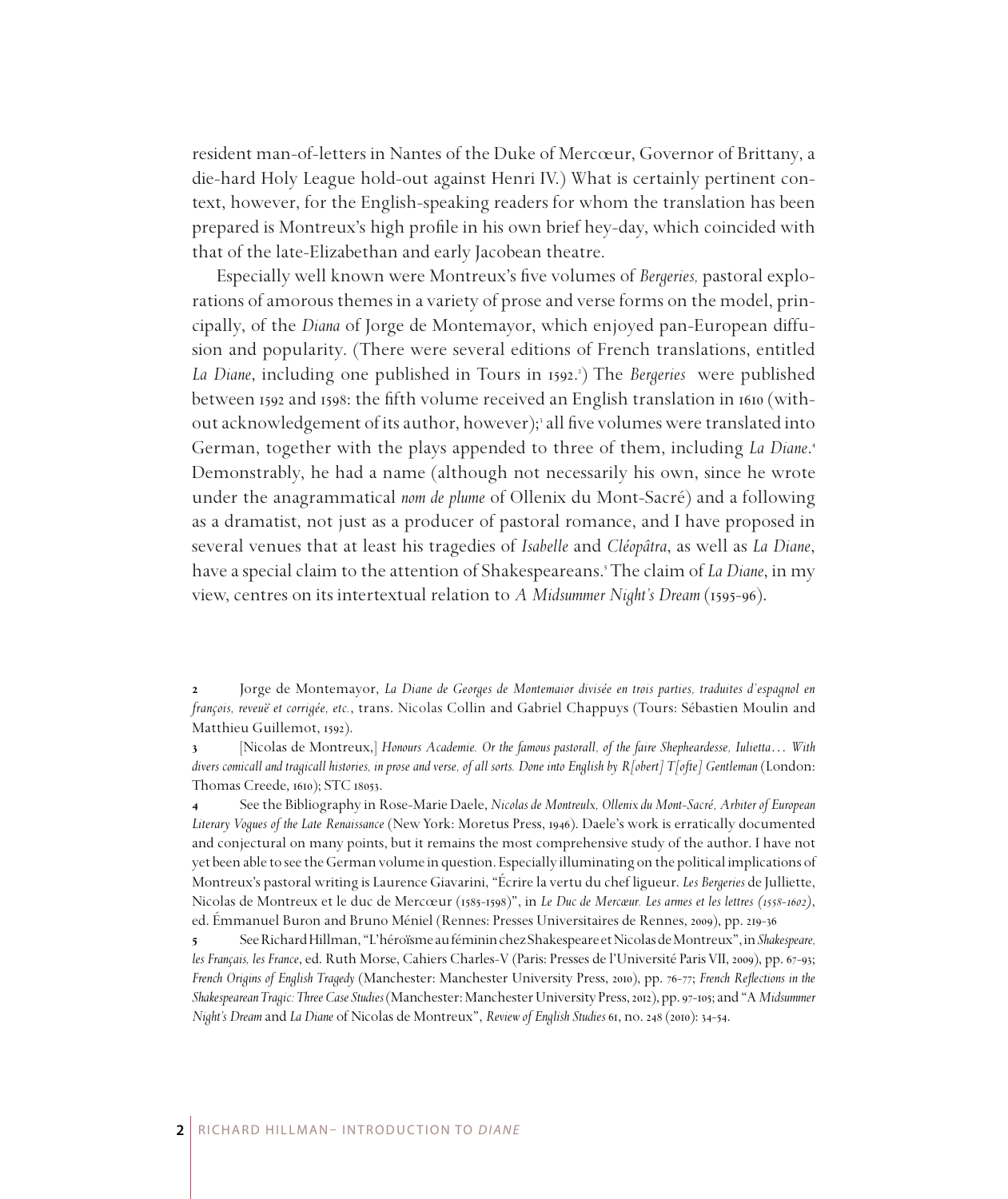resident man-of-letters in Nantes of the Duke of Mercœur, Governor of Brittany, a die-hard Holy League hold-out against Henri IV.) What is certainly pertinent context, however, for the English-speaking readers for whom the translation has been prepared is Montreux's high profile in his own brief hey-day, which coincided with that of the late-Elizabethan and early Jacobean theatre.

Especially well known were Montreux's five volumes of *Bergeries,* pastoral explorations of amorous themes in a variety of prose and verse forms on the model, principally, of the *Diana* of Jorge de Montemayor, which enjoyed pan-European diffusion and popularity. (There were several editions of French translations, entitled *La Diane*, including one published in Tours in 1592.[2]) The *Bergeries* were published between 1592 and 1598: the fifth volume received an English translation in 1610 (without acknowledgement of its author, however);[3] all five volumes were translated into German, together with the plays appended to three of them, including *La Diane*.[4] Demonstrably, he had a name (although not necessarily his own, since he wrote under the anagrammatical *nom de plume* of Ollenix du Mont-Sacré) and a following as a dramatist, not just as a producer of pastoral romance, and I have proposed in several venues that at least his tragedies of *Isabelle* and *Cléopâtra*, as well as *La Diane*, have a special claim to the attention of Shakespeareans.[5] The claim of *La Diane*, in my view, centres on its intertextual relation to *A Midsummer Night's Dream* (1595-96).

2 Jorge de Montemayor, *La Diane de Georges de Montemaior divisée en trois parties, traduites d'espagnol en françois, reveuë et corrigée, etc.*, trans. Nicolas Collin and Gabriel Chappuys (Tours: Sébastien Moulin and Matthieu Guillemot, 1592).

3 [Nicolas de Montreux,] *Honours Academie. Or the famous pastorall, of the faire Shepheardesse, Iulietta… With divers comicall and tragicall histories, in prose and verse, of all sorts. Done into English by R[obert] T[ofte] Gentleman* (London: Thomas Creede, 1610); STC 18053.

4 See the Bibliography in Rose-Marie Daele, *Nicolas de Montreulx, Ollenix du Mont-Sacré, Arbiter of European Literary Vogues of the Late Renaissance* (New York: Moretus Press, 1946). Daele's work is erratically documented and conjectural on many points, but it remains the most comprehensive study of the author. I have not yet been able to see the German volume in question. Especially illuminating on the political implications of Montreux's pastoral writing is Laurence Giavarini, "Écrire la vertu du chef ligueur. *Les Bergeries* de Julliette, Nicolas de Montreux et le duc de Mercœur (1585-1598)", in *Le Duc de Mercœur. Les armes et les lettres (1558-1602)*, ed. Émmanuel Buron and Bruno Méniel (Rennes: Presses Universitaires de Rennes, 2009), pp. 219-36

5 See Richard Hillman, "L'héroïsme au féminin chez Shakespeare et Nicolas de Montreux", in *Shakespeare, les Français, les France*, ed. Ruth Morse, Cahiers Charles-V (Paris: Presses de l'Université Paris VII, 2009), pp. 67-93; *French Origins of English Tragedy* (Manchester: Manchester University Press, 2010), pp. 76-77; *French Reflections in the Shakespearean Tragic: Three Case Studies* (Manchester: Manchester University Press, 2012), pp. 97-105; and "A *Midsummer Night's Dream* and *La Diane* of Nicolas de Montreux", *Review of English Studies* 61, no. 248 (2010): 34-54.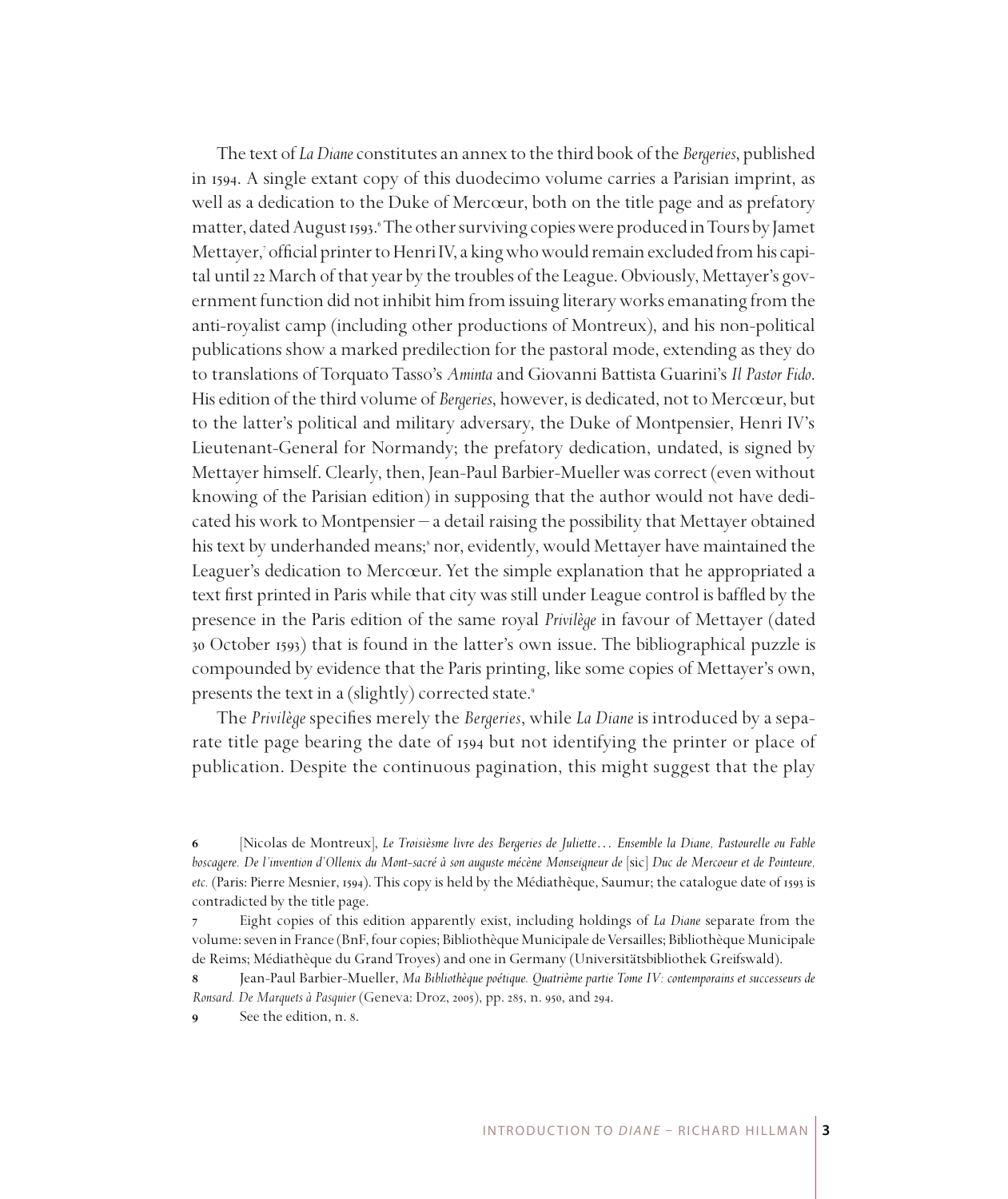The text of *La Diane* constitutes an annex to the third book of the *Bergeries*, published in 1594. A single extant copy of this duodecimo volume carries a Parisian imprint, as well as a dedication to the Duke of Mercœur, both on the title page and as prefatory matter, dated August 1593.[6] The other surviving copies were produced in Tours by Jamet Mettayer,[7] official printer to Henri IV, a king who would remain excluded from his capital until 22 March of that year by the troubles of the League. Obviously, Mettayer's government function did not inhibit him from issuing literary works emanating from the anti-royalist camp (including other productions of Montreux), and his non-political publications show a marked predilection for the pastoral mode, extending as they do to translations of Torquato Tasso's *Aminta* and Giovanni Battista Guarini's *Il Pastor Fido*. His edition of the third volume of *Bergeries*, however, is dedicated, not to Mercœur, but to the latter's political and military adversary, the Duke of Montpensier, Henri IV's Lieutenant-General for Normandy; the prefatory dedication, undated, is signed by Mettayer himself. Clearly, then, Jean-Paul Barbier-Mueller was correct (even without knowing of the Parisian edition) in supposing that the author would not have dedicated his work to Montpensier — a detail raising the possibility that Mettayer obtained his text by underhanded means;[8] nor, evidently, would Mettayer have maintained the Leaguer's dedication to Mercœur. Yet the simple explanation that he appropriated a text first printed in Paris while that city was still under League control is baffled by the presence in the Paris edition of the same royal *Privilège* in favour of Mettayer (dated 30 October 1593) that is found in the latter's own issue. The bibliographical puzzle is compounded by evidence that the Paris printing, like some copies of Mettayer's own, presents the text in a (slightly) corrected state.[9]

The *Privilège* specifies merely the *Bergeries*, while *La Diane* is introduced by a separate title page bearing the date of 1594 but not identifying the printer or place of publication. Despite the continuous pagination, this might suggest that the play

---

**6** [Nicolas de Montreux], *Le Troisièsme livre des Bergeries de Juliette… Ensemble la Diane, Pastourelle ou Fable boscagere. De l'invention d'Ollenix du Mont-sacré à son auguste mécène Monseigneur de* [sic] *Duc de Mercoeur et de Pointeure, etc.* (Paris: Pierre Mesnier, 1594). This copy is held by the Médiathèque, Saumur; the catalogue date of 1593 is contradicted by the title page.

**7** Eight copies of this edition apparently exist, including holdings of *La Diane* separate from the volume: seven in France (BnF, four copies; Bibliothèque Municipale de Versailles; Bibliothèque Municipale de Reims; Médiathèque du Grand Troyes) and one in Germany (Universitätsbibliothek Greifswald).

**8** Jean-Paul Barbier-Mueller, *Ma Bibliothèque poétique. Quatrième partie Tome IV: contemporains et successeurs de Ronsard. De Marquets à Pasquier* (Geneva: Droz, 2005), pp. 285, n. 950, and 294.

**9** See the edition, n. 8.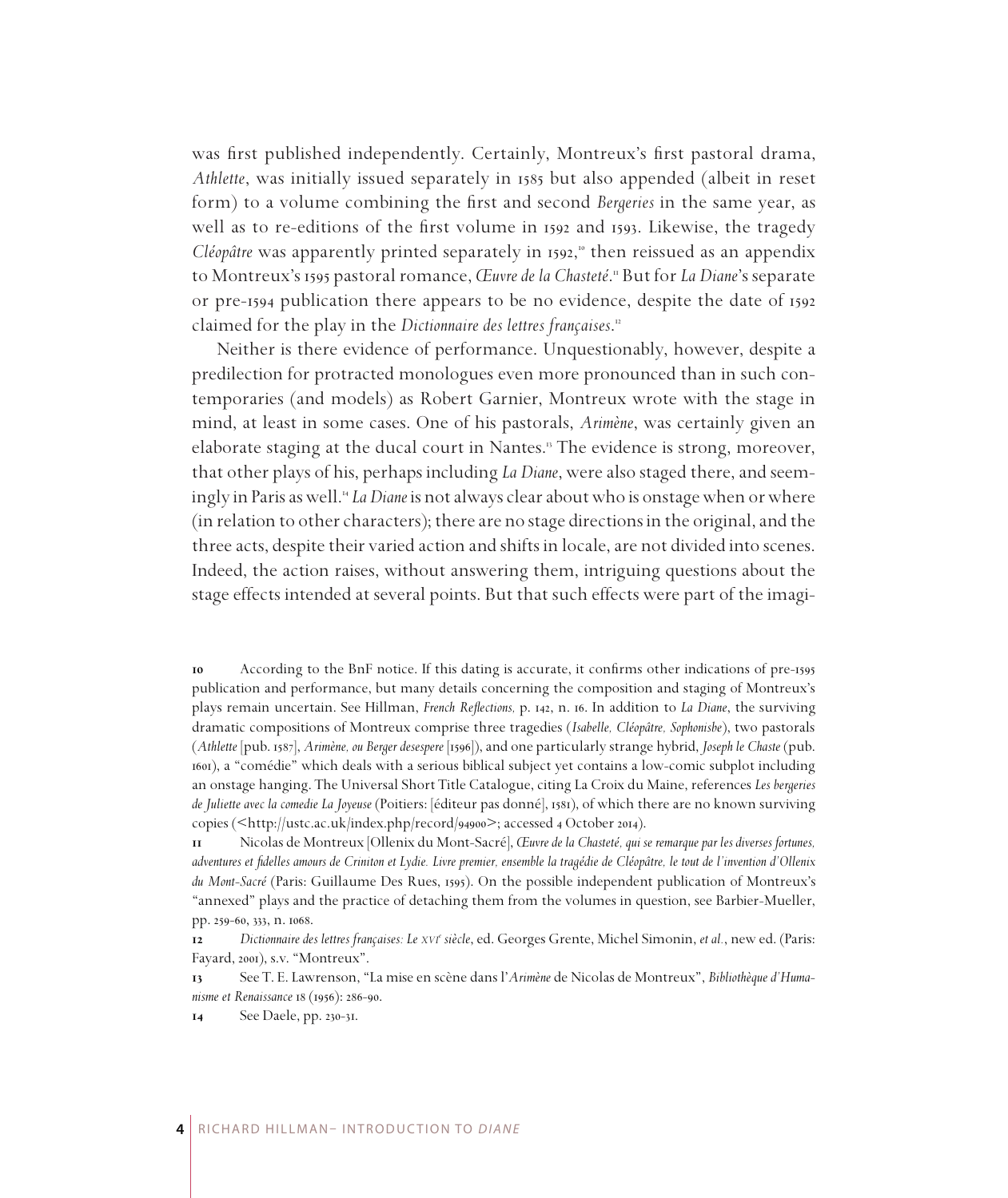was first published independently. Certainly, Montreux's first pastoral drama, *Athlette*, was initially issued separately in 1585 but also appended (albeit in reset form) to a volume combining the first and second *Bergeries* in the same year, as well as to re-editions of the first volume in 1592 and 1593. Likewise, the tragedy *Cléopâtre* was apparently printed separately in 1592,[10] then reissued as an appendix to Montreux's 1595 pastoral romance, *Œuvre de la Chasteté*.[11] But for *La Diane*'s separate or pre-1594 publication there appears to be no evidence, despite the date of 1592 claimed for the play in the *Dictionnaire des lettres françaises*.[12]

Neither is there evidence of performance. Unquestionably, however, despite a predilection for protracted monologues even more pronounced than in such contemporaries (and models) as Robert Garnier, Montreux wrote with the stage in mind, at least in some cases. One of his pastorals, *Arimène*, was certainly given an elaborate staging at the ducal court in Nantes.[13] The evidence is strong, moreover, that other plays of his, perhaps including *La Diane*, were also staged there, and seemingly in Paris as well.[14] *La Diane* is not always clear about who is onstage when or where (in relation to other characters); there are no stage directions in the original, and the three acts, despite their varied action and shifts in locale, are not divided into scenes. Indeed, the action raises, without answering them, intriguing questions about the stage effects intended at several points. But that such effects were part of the imagi-

---

**10** According to the BnF notice. If this dating is accurate, it confirms other indications of pre-1595 publication and performance, but many details concerning the composition and staging of Montreux's plays remain uncertain. See Hillman, *French Reflections,* p. 142, n. 16. In addition to *La Diane*, the surviving dramatic compositions of Montreux comprise three tragedies (*Isabelle, Cléopâtre, Sophonisbe*), two pastorals (*Athlette* [pub. 1587], *Arimène, ou Berger desespere* [1596]), and one particularly strange hybrid, *Joseph le Chaste* (pub. 1601), a "comédie" which deals with a serious biblical subject yet contains a low-comic subplot including an onstage hanging. The Universal Short Title Catalogue, citing La Croix du Maine, references *Les bergeries de Juliette avec la comedie La Joyeuse* (Poitiers: [éditeur pas donné], 1581), of which there are no known surviving copies (<http://ustc.ac.uk/index.php/record/94900>; accessed 4 October 2014).

**11** Nicolas de Montreux [Ollenix du Mont-Sacré], *Œuvre de la Chasteté, qui se remarque par les diverses fortunes, adventures et fidelles amours de Criniton et Lydie. Livre premier, ensemble la tragédie de Cléopâtre, le tout de l'invention d'Ollenix du Mont-Sacré* (Paris: Guillaume Des Rues, 1595). On the possible independent publication of Montreux's "annexed" plays and the practice of detaching them from the volumes in question, see Barbier-Mueller, pp. 259-60, 333, n. 1068.

**12** *Dictionnaire des lettres françaises: Le XVI^e siècle*, ed. Georges Grente, Michel Simonin, *et al.*, new ed. (Paris: Fayard, 2001), s.v. "Montreux".

**13** See T. E. Lawrenson, "La mise en scène dans l'*Arimène* de Nicolas de Montreux", *Bibliothèque d'Humanisme et Renaissance* 18 (1956): 286-90.

**14** See Daele, pp. 230-31.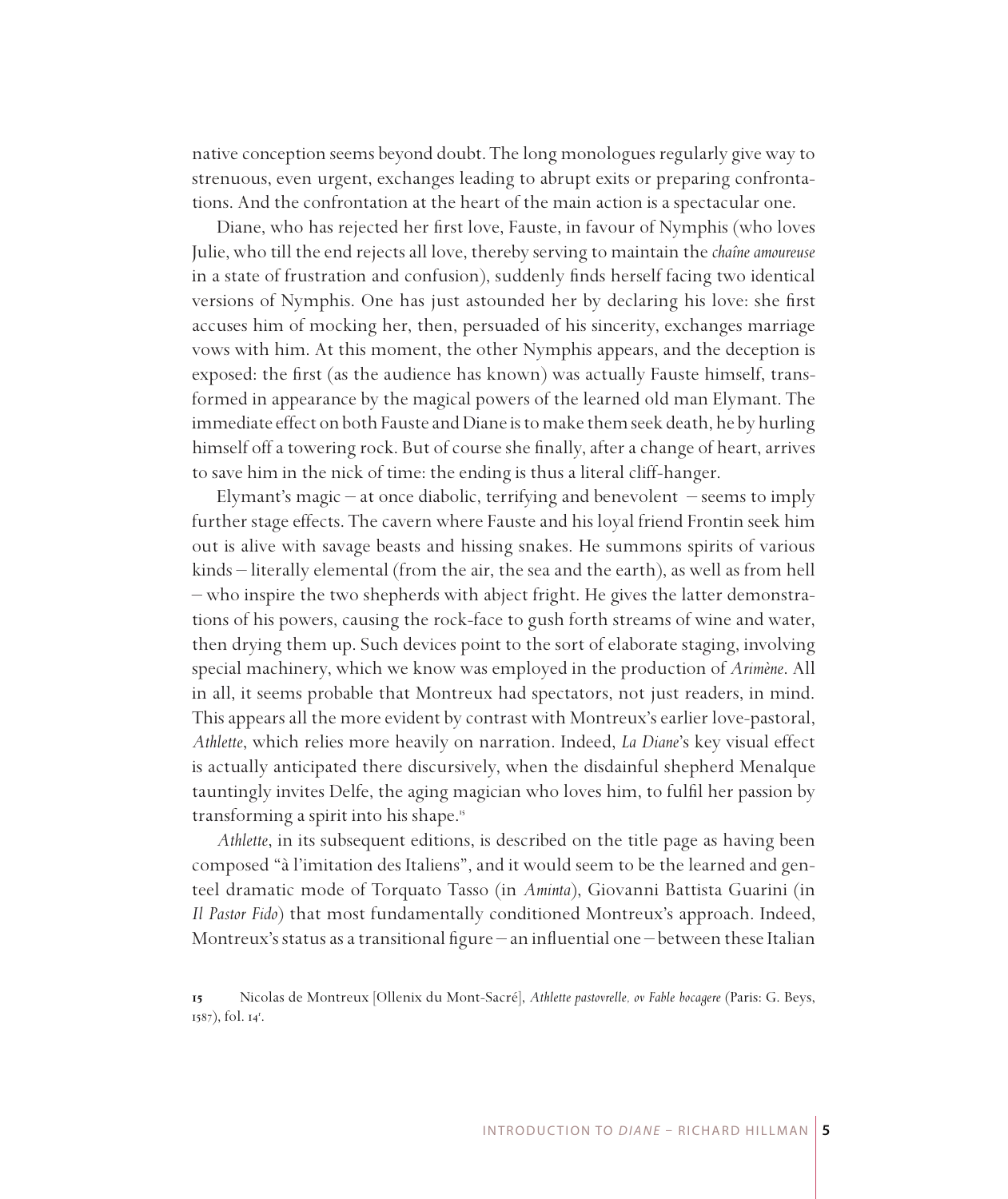native conception seems beyond doubt. The long monologues regularly give way to strenuous, even urgent, exchanges leading to abrupt exits or preparing confrontations. And the confrontation at the heart of the main action is a spectacular one.

Diane, who has rejected her first love, Fauste, in favour of Nymphis (who loves Julie, who till the end rejects all love, thereby serving to maintain the *chaîne amoureuse* in a state of frustration and confusion), suddenly finds herself facing two identical versions of Nymphis. One has just astounded her by declaring his love: she first accuses him of mocking her, then, persuaded of his sincerity, exchanges marriage vows with him. At this moment, the other Nymphis appears, and the deception is exposed: the first (as the audience has known) was actually Fauste himself, transformed in appearance by the magical powers of the learned old man Elymant. The immediate effect on both Fauste and Diane is to make them seek death, he by hurling himself off a towering rock. But of course she finally, after a change of heart, arrives to save him in the nick of time: the ending is thus a literal cliff-hanger.

Elymant's magic – at once diabolic, terrifying and benevolent – seems to imply further stage effects. The cavern where Fauste and his loyal friend Frontin seek him out is alive with savage beasts and hissing snakes. He summons spirits of various kinds – literally elemental (from the air, the sea and the earth), as well as from hell – who inspire the two shepherds with abject fright. He gives the latter demonstrations of his powers, causing the rock-face to gush forth streams of wine and water, then drying them up. Such devices point to the sort of elaborate staging, involving special machinery, which we know was employed in the production of *Arimène*. All in all, it seems probable that Montreux had spectators, not just readers, in mind. This appears all the more evident by contrast with Montreux's earlier love-pastoral, *Athlette*, which relies more heavily on narration. Indeed, *La Diane*'s key visual effect is actually anticipated there discursively, when the disdainful shepherd Menalque tauntingly invites Delfe, the aging magician who loves him, to fulfil her passion by transforming a spirit into his shape.[15]

*Athlette*, in its subsequent editions, is described on the title page as having been composed "à l'imitation des Italiens", and it would seem to be the learned and genteel dramatic mode of Torquato Tasso (in *Aminta*), Giovanni Battista Guarini (in *Il Pastor Fido*) that most fundamentally conditioned Montreux's approach. Indeed, Montreux's status as a transitional figure – an influential one – between these Italian

**15** Nicolas de Montreux [Ollenix du Mont-Sacré], *Athlette pastovrelle, ov Fable bocagere* (Paris: G. Beys, 1587), fol. 14r.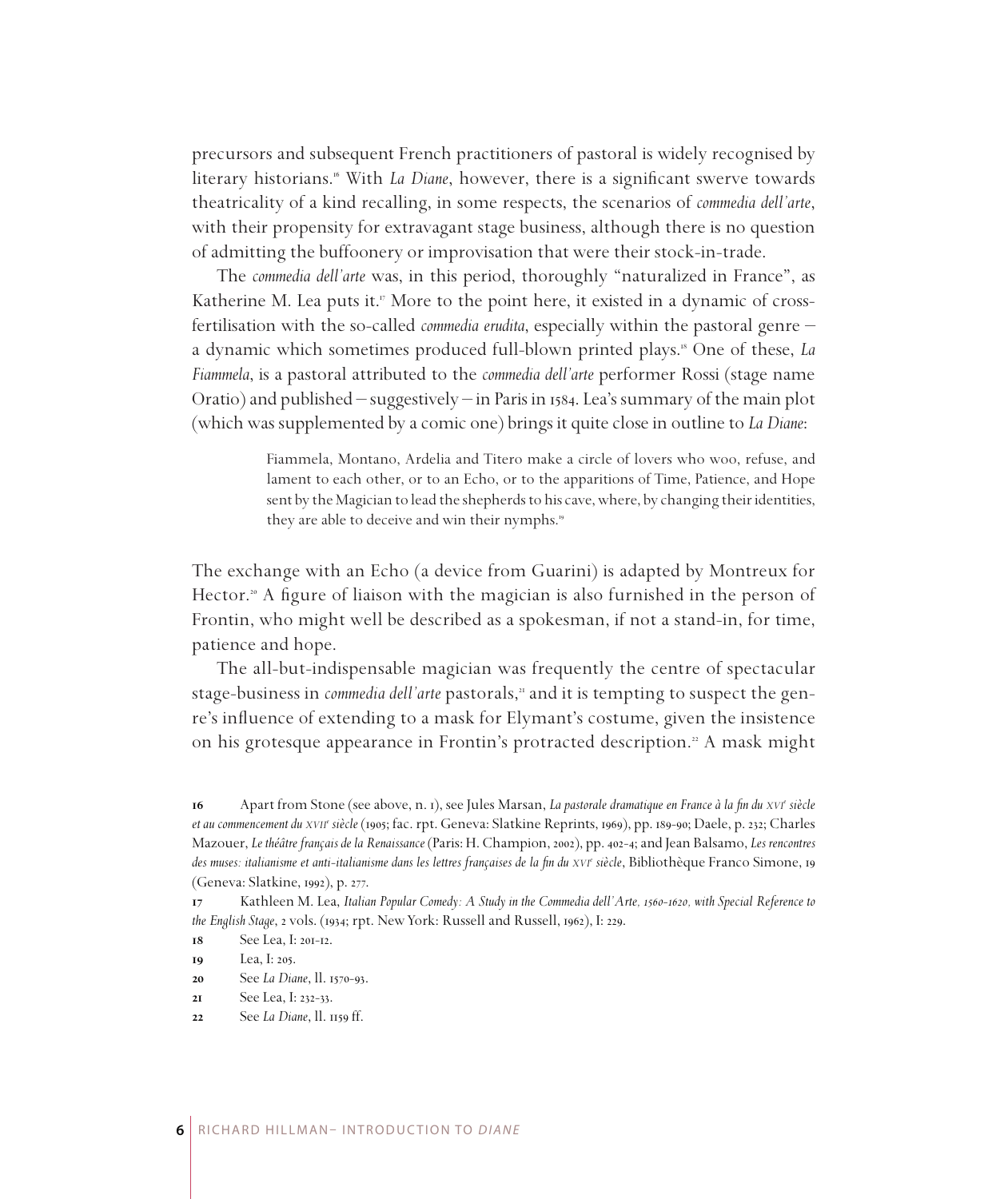precursors and subsequent French practitioners of pastoral is widely recognised by literary historians.[16] With *La Diane*, however, there is a significant swerve towards theatricality of a kind recalling, in some respects, the scenarios of *commedia dell'arte*, with their propensity for extravagant stage business, although there is no question of admitting the buffoonery or improvisation that were their stock-in-trade.

The *commedia dell'arte* was, in this period, thoroughly "naturalized in France", as Katherine M. Lea puts it.[17] More to the point here, it existed in a dynamic of cross-fertilisation with the so-called *commedia erudita*, especially within the pastoral genre – a dynamic which sometimes produced full-blown printed plays.[18] One of these, *La Fiammela*, is a pastoral attributed to the *commedia dell'arte* performer Rossi (stage name Oratio) and published – suggestively – in Paris in 1584. Lea's summary of the main plot (which was supplemented by a comic one) brings it quite close in outline to *La Diane*:

> Fiammela, Montano, Ardelia and Titero make a circle of lovers who woo, refuse, and lament to each other, or to an Echo, or to the apparitions of Time, Patience, and Hope sent by the Magician to lead the shepherds to his cave, where, by changing their identities, they are able to deceive and win their nymphs.[19]

The exchange with an Echo (a device from Guarini) is adapted by Montreux for Hector.[20] A figure of liaison with the magician is also furnished in the person of Frontin, who might well be described as a spokesman, if not a stand-in, for time, patience and hope.

The all-but-indispensable magician was frequently the centre of spectacular stage-business in *commedia dell'arte* pastorals,[21] and it is tempting to suspect the genre's influence of extending to a mask for Elymant's costume, given the insistence on his grotesque appearance in Frontin's protracted description.[22] A mask might

---

**16** Apart from Stone (see above, n. 1), see Jules Marsan, *La pastorale dramatique en France à la fin du XVI^e siècle et au commencement du XVII^e siècle* (1905; fac. rpt. Geneva: Slatkine Reprints, 1969), pp. 189-90; Daele, p. 232; Charles Mazouer, *Le théâtre français de la Renaissance* (Paris: H. Champion, 2002), pp. 402-4; and Jean Balsamo, *Les rencontres des muses: italianisme et anti-italianisme dans les lettres françaises de la fin du XVI^e siècle*, Bibliothèque Franco Simone, 19 (Geneva: Slatkine, 1992), p. 277.

**17** Kathleen M. Lea, *Italian Popular Comedy: A Study in the Commedia dell'Arte, 1560-1620, with Special Reference to the English Stage*, 2 vols. (1934; rpt. New York: Russell and Russell, 1962), I: 229.

**18** See Lea, I: 201-12.

**19** Lea, I: 205.

**20** See *La Diane*, ll. 1570-93.

**21** See Lea, I: 232-33.

**22** See *La Diane*, ll. 1159 ff.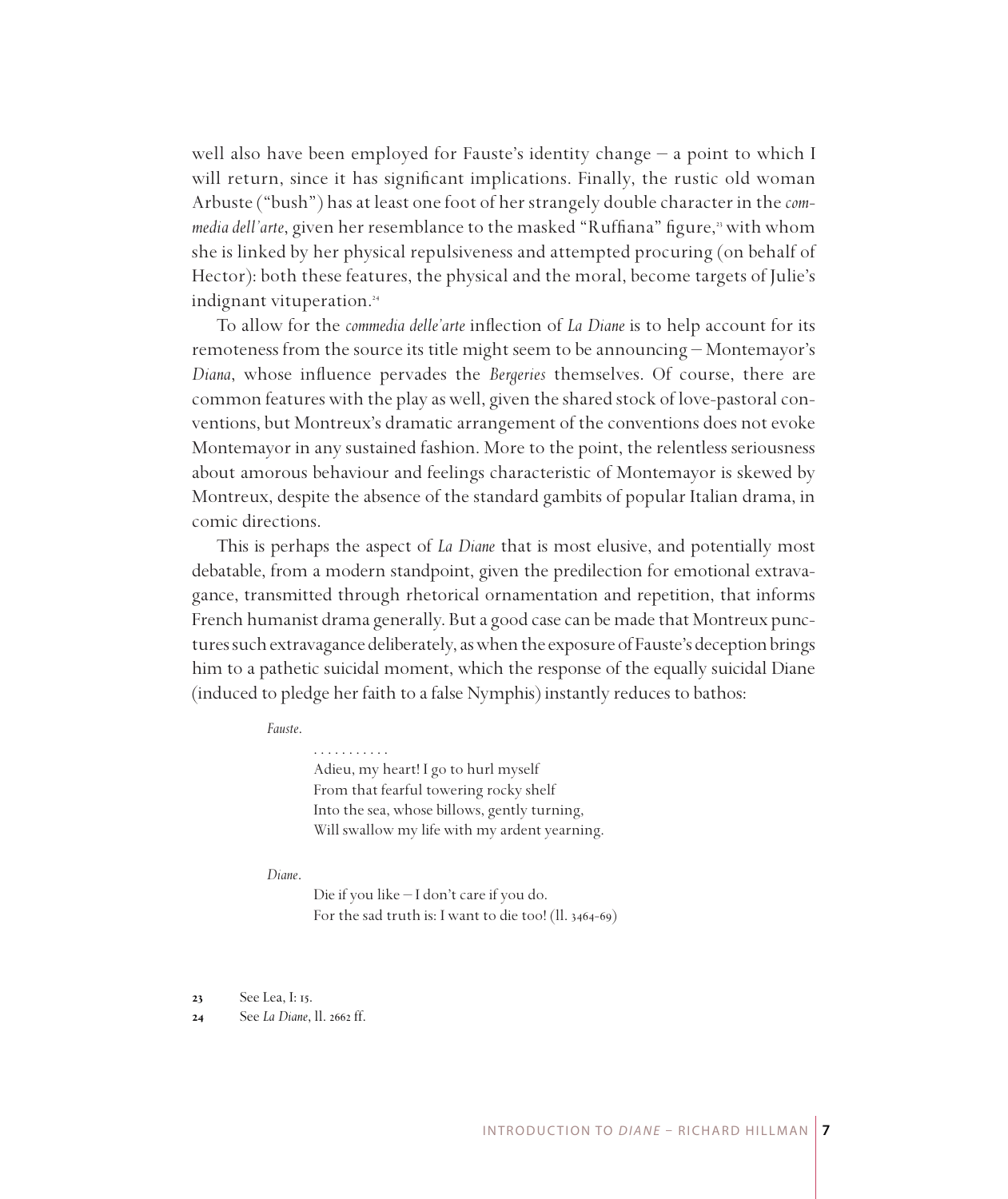well also have been employed for Fauste's identity change – a point to which I will return, since it has significant implications. Finally, the rustic old woman Arbuste ("bush") has at least one foot of her strangely double character in the *commedia dell'arte*, given her resemblance to the masked "Ruffiana" figure,[23] with whom she is linked by her physical repulsiveness and attempted procuring (on behalf of Hector): both these features, the physical and the moral, become targets of Julie's indignant vituperation.[24]

To allow for the *commedia delle'arte* inflection of *La Diane* is to help account for its remoteness from the source its title might seem to be announcing – Montemayor's *Diana*, whose influence pervades the *Bergeries* themselves. Of course, there are common features with the play as well, given the shared stock of love-pastoral conventions, but Montreux's dramatic arrangement of the conventions does not evoke Montemayor in any sustained fashion. More to the point, the relentless seriousness about amorous behaviour and feelings characteristic of Montemayor is skewed by Montreux, despite the absence of the standard gambits of popular Italian drama, in comic directions.

This is perhaps the aspect of *La Diane* that is most elusive, and potentially most debatable, from a modern standpoint, given the predilection for emotional extravagance, transmitted through rhetorical ornamentation and repetition, that informs French humanist drama generally. But a good case can be made that Montreux punctures such extravagance deliberately, as when the exposure of Fauste's deception brings him to a pathetic suicidal moment, which the response of the equally suicidal Diane (induced to pledge her faith to a false Nymphis) instantly reduces to bathos:

> *Fauste*.
>
> . . . . . . . . . . .
> Adieu, my heart! I go to hurl myself
> From that fearful towering rocky shelf
> Into the sea, whose billows, gently turning,
> Will swallow my life with my ardent yearning.
>
> *Diane*.
>
> Die if you like – I don't care if you do.
> For the sad truth is: I want to die too! (ll. 3464-69)

23 See Lea, I: 15.

24 See *La Diane*, ll. 2662 ff.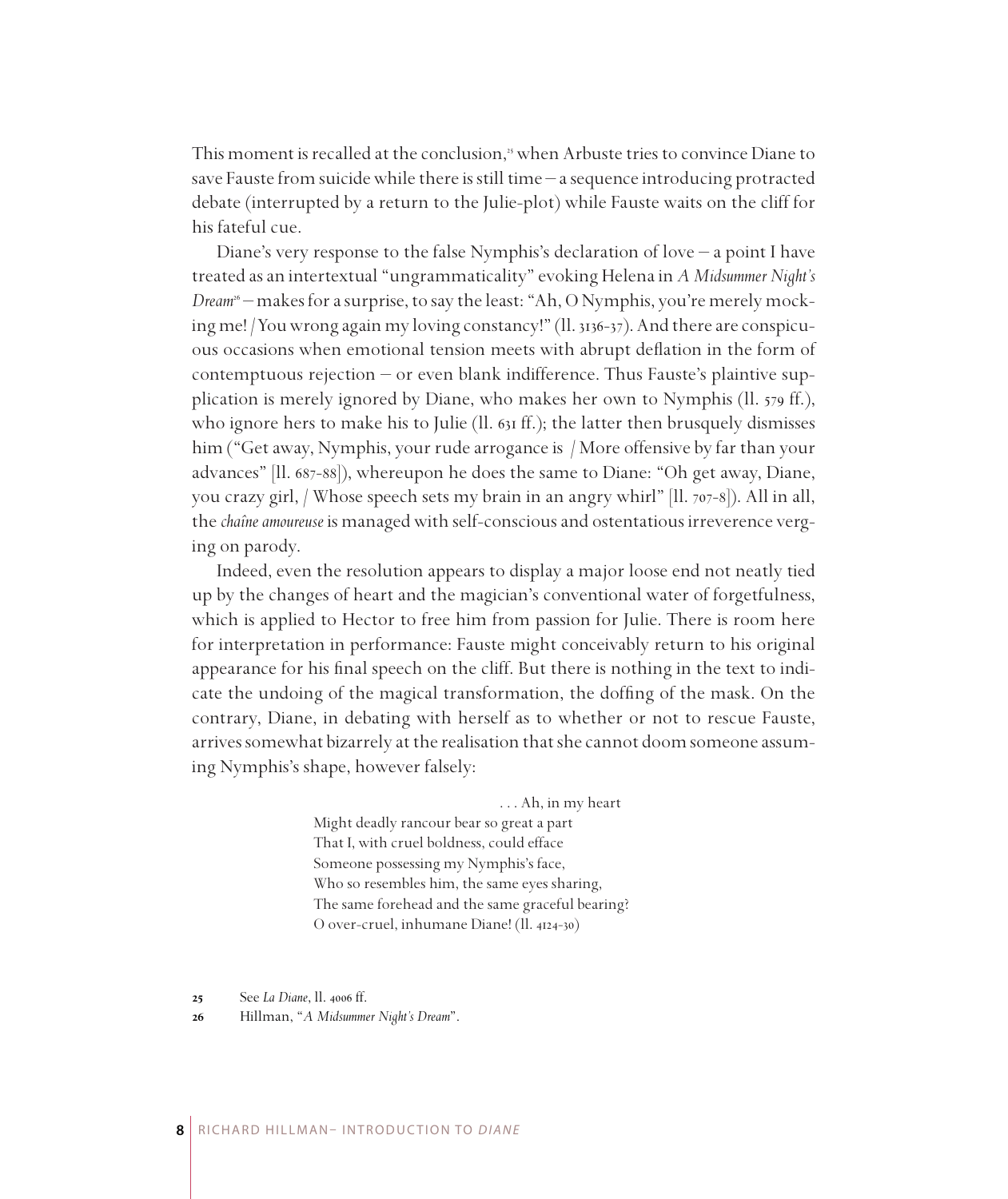This moment is recalled at the conclusion,[25] when Arbuste tries to convince Diane to save Fauste from suicide while there is still time – a sequence introducing protracted debate (interrupted by a return to the Julie-plot) while Fauste waits on the cliff for his fateful cue.

Diane's very response to the false Nymphis's declaration of love – a point I have treated as an intertextual "ungrammaticality" evoking Helena in *A Midsummer Night's Dream*[26] – makes for a surprise, to say the least: "Ah, O Nymphis, you're merely mocking me! / You wrong again my loving constancy!" (ll. 3136-37). And there are conspicuous occasions when emotional tension meets with abrupt deflation in the form of contemptuous rejection – or even blank indifference. Thus Fauste's plaintive supplication is merely ignored by Diane, who makes her own to Nymphis (ll. 579 ff.), who ignore hers to make his to Julie (ll. 631 ff.); the latter then brusquely dismisses him ("Get away, Nymphis, your rude arrogance is / More offensive by far than your advances" [ll. 687-88]), whereupon he does the same to Diane: "Oh get away, Diane, you crazy girl, / Whose speech sets my brain in an angry whirl" [ll. 707-8]). All in all, the *chaîne amoureuse* is managed with self-conscious and ostentatious irreverence verging on parody.

Indeed, even the resolution appears to display a major loose end not neatly tied up by the changes of heart and the magician's conventional water of forgetfulness, which is applied to Hector to free him from passion for Julie. There is room here for interpretation in performance: Fauste might conceivably return to his original appearance for his final speech on the cliff. But there is nothing in the text to indicate the undoing of the magical transformation, the doffing of the mask. On the contrary, Diane, in debating with herself as to whether or not to rescue Fauste, arrives somewhat bizarrely at the realisation that she cannot doom someone assuming Nymphis's shape, however falsely:

> . . . Ah, in my heart
> Might deadly rancour bear so great a part
> That I, with cruel boldness, could efface
> Someone possessing my Nymphis's face,
> Who so resembles him, the same eyes sharing,
> The same forehead and the same graceful bearing?
> O over-cruel, inhumane Diane! (ll. 4124-30)

25 See *La Diane*, ll. 4006 ff.

26 Hillman, "*A Midsummer Night's Dream*".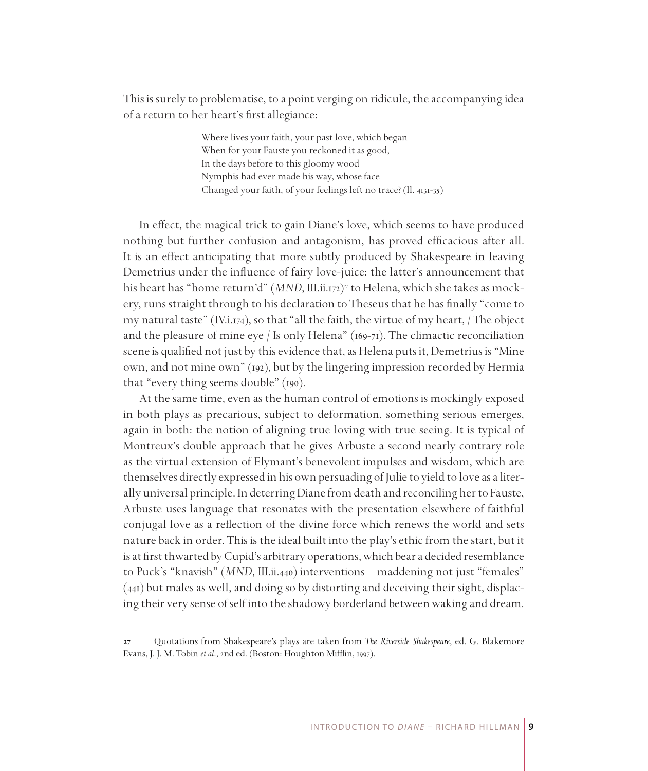This is surely to problematise, to a point verging on ridicule, the accompanying idea of a return to her heart's first allegiance:

> Where lives your faith, your past love, which began
> When for your Fauste you reckoned it as good,
> In the days before to this gloomy wood
> Nymphis had ever made his way, whose face
> Changed your faith, of your feelings left no trace? (ll. 4131-35)

In effect, the magical trick to gain Diane's love, which seems to have produced nothing but further confusion and antagonism, has proved efficacious after all. It is an effect anticipating that more subtly produced by Shakespeare in leaving Demetrius under the influence of fairy love-juice: the latter's announcement that his heart has "home return'd" (*MND*, III.ii.172)[27] to Helena, which she takes as mockery, runs straight through to his declaration to Theseus that he has finally "come to my natural taste" (IV.i.174), so that "all the faith, the virtue of my heart, / The object and the pleasure of mine eye / Is only Helena" (169-71). The climactic reconciliation scene is qualified not just by this evidence that, as Helena puts it, Demetrius is "Mine own, and not mine own" (192), but by the lingering impression recorded by Hermia that "every thing seems double" (190).

At the same time, even as the human control of emotions is mockingly exposed in both plays as precarious, subject to deformation, something serious emerges, again in both: the notion of aligning true loving with true seeing. It is typical of Montreux's double approach that he gives Arbuste a second nearly contrary role as the virtual extension of Elymant's benevolent impulses and wisdom, which are themselves directly expressed in his own persuading of Julie to yield to love as a literally universal principle. In deterring Diane from death and reconciling her to Fauste, Arbuste uses language that resonates with the presentation elsewhere of faithful conjugal love as a reflection of the divine force which renews the world and sets nature back in order. This is the ideal built into the play's ethic from the start, but it is at first thwarted by Cupid's arbitrary operations, which bear a decided resemblance to Puck's "knavish" (*MND*, III.ii.440) interventions – maddening not just "females" (441) but males as well, and doing so by distorting and deceiving their sight, displacing their very sense of self into the shadowy borderland between waking and dream.

27 Quotations from Shakespeare's plays are taken from *The Riverside Shakespeare*, ed. G. Blakemore Evans, J. J. M. Tobin *et al.*, 2nd ed. (Boston: Houghton Mifflin, 1997).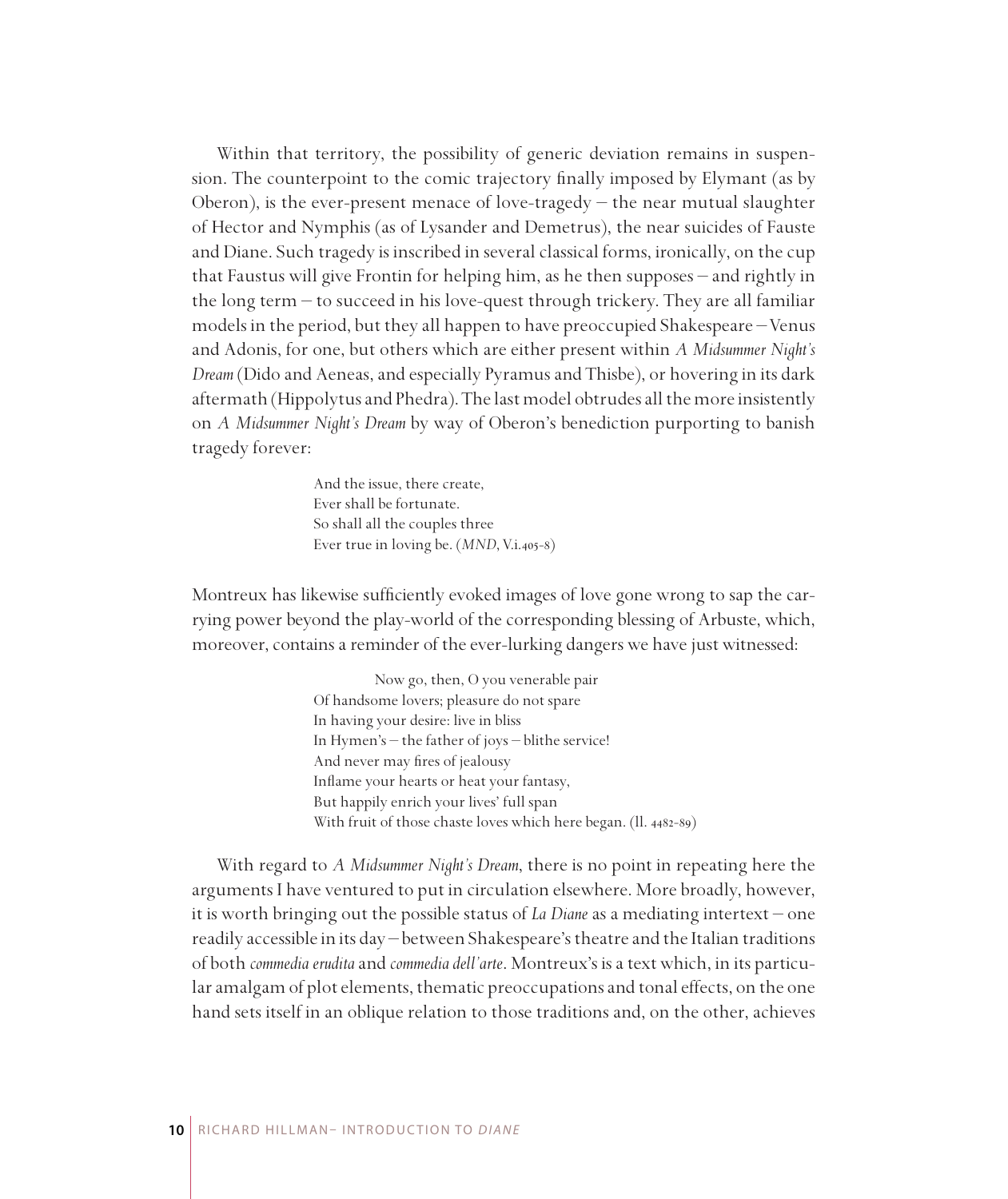Within that territory, the possibility of generic deviation remains in suspension. The counterpoint to the comic trajectory finally imposed by Elymant (as by Oberon), is the ever-present menace of love-tragedy – the near mutual slaughter of Hector and Nymphis (as of Lysander and Demetrus), the near suicides of Fauste and Diane. Such tragedy is inscribed in several classical forms, ironically, on the cup that Faustus will give Frontin for helping him, as he then supposes – and rightly in the long term – to succeed in his love-quest through trickery. They are all familiar models in the period, but they all happen to have preoccupied Shakespeare – Venus and Adonis, for one, but others which are either present within *A Midsummer Night's Dream* (Dido and Aeneas, and especially Pyramus and Thisbe), or hovering in its dark aftermath (Hippolytus and Phedra). The last model obtrudes all the more insistently on *A Midsummer Night's Dream* by way of Oberon's benediction purporting to banish tragedy forever:

> And the issue, there create,
> Ever shall be fortunate.
> So shall all the couples three
> Ever true in loving be. (*MND*, V.i.405-8)

Montreux has likewise sufficiently evoked images of love gone wrong to sap the carrying power beyond the play-world of the corresponding blessing of Arbuste, which, moreover, contains a reminder of the ever-lurking dangers we have just witnessed:

> Now go, then, O you venerable pair
> Of handsome lovers; pleasure do not spare
> In having your desire: live in bliss
> In Hymen's – the father of joys – blithe service!
> And never may fires of jealousy
> Inflame your hearts or heat your fantasy,
> But happily enrich your lives' full span
> With fruit of those chaste loves which here began. (ll. 4482-89)

With regard to *A Midsummer Night's Dream*, there is no point in repeating here the arguments I have ventured to put in circulation elsewhere. More broadly, however, it is worth bringing out the possible status of *La Diane* as a mediating intertext – one readily accessible in its day – between Shakespeare's theatre and the Italian traditions of both *commedia erudita* and *commedia dell'arte*. Montreux's is a text which, in its particular amalgam of plot elements, thematic preoccupations and tonal effects, on the one hand sets itself in an oblique relation to those traditions and, on the other, achieves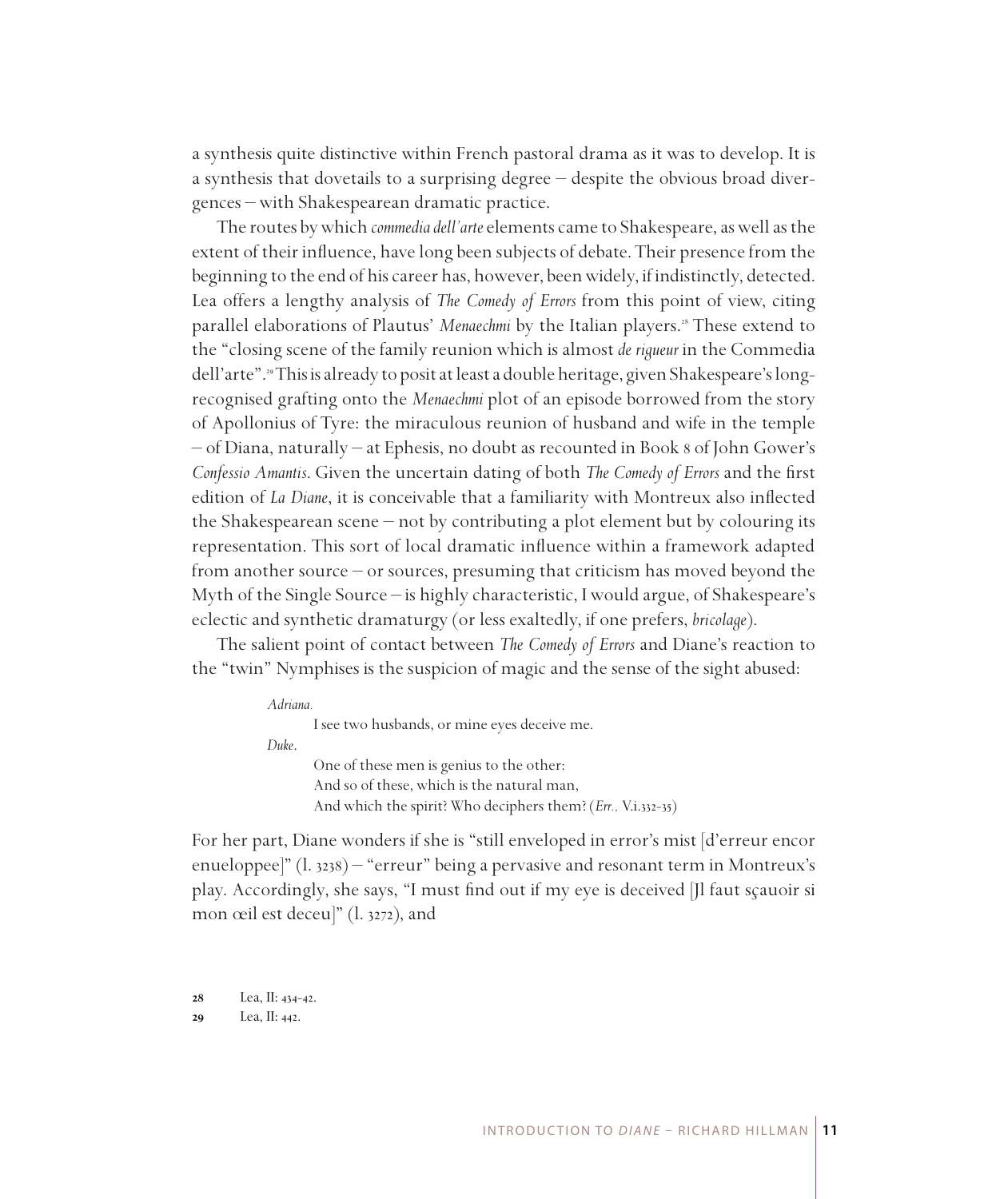a synthesis quite distinctive within French pastoral drama as it was to develop. It is a synthesis that dovetails to a surprising degree – despite the obvious broad divergences – with Shakespearean dramatic practice.

The routes by which *commedia dell'arte* elements came to Shakespeare, as well as the extent of their influence, have long been subjects of debate. Their presence from the beginning to the end of his career has, however, been widely, if indistinctly, detected. Lea offers a lengthy analysis of *The Comedy of Errors* from this point of view, citing parallel elaborations of Plautus' *Menaechmi* by the Italian players.[28] These extend to the "closing scene of the family reunion which is almost *de rigueur* in the Commedia dell'arte".[29] This is already to posit at least a double heritage, given Shakespeare's long-recognised grafting onto the *Menaechmi* plot of an episode borrowed from the story of Apollonius of Tyre: the miraculous reunion of husband and wife in the temple – of Diana, naturally – at Ephesis, no doubt as recounted in Book 8 of John Gower's *Confessio Amantis*. Given the uncertain dating of both *The Comedy of Errors* and the first edition of *La Diane*, it is conceivable that a familiarity with Montreux also inflected the Shakespearean scene – not by contributing a plot element but by colouring its representation. This sort of local dramatic influence within a framework adapted from another source – or sources, presuming that criticism has moved beyond the Myth of the Single Source – is highly characteristic, I would argue, of Shakespeare's eclectic and synthetic dramaturgy (or less exaltedly, if one prefers, *bricolage*).

The salient point of contact between *The Comedy of Errors* and Diane's reaction to the "twin" Nymphises is the suspicion of magic and the sense of the sight abused:

> *Adriana.*
> I see two husbands, or mine eyes deceive me.
> *Duke.*
> One of these men is genius to the other:
> And so of these, which is the natural man,
> And which the spirit? Who deciphers them? (*Err.,* V.i.332-35)

For her part, Diane wonders if she is "still enveloped in error's mist [d'erreur encor enueloppee]" (l. 3238) – "erreur" being a pervasive and resonant term in Montreux's play. Accordingly, she says, "I must find out if my eye is deceived [Jl faut sçauoir si mon œil est deceu]" (l. 3272), and

28 Lea, II: 434-42.

29 Lea, II: 442.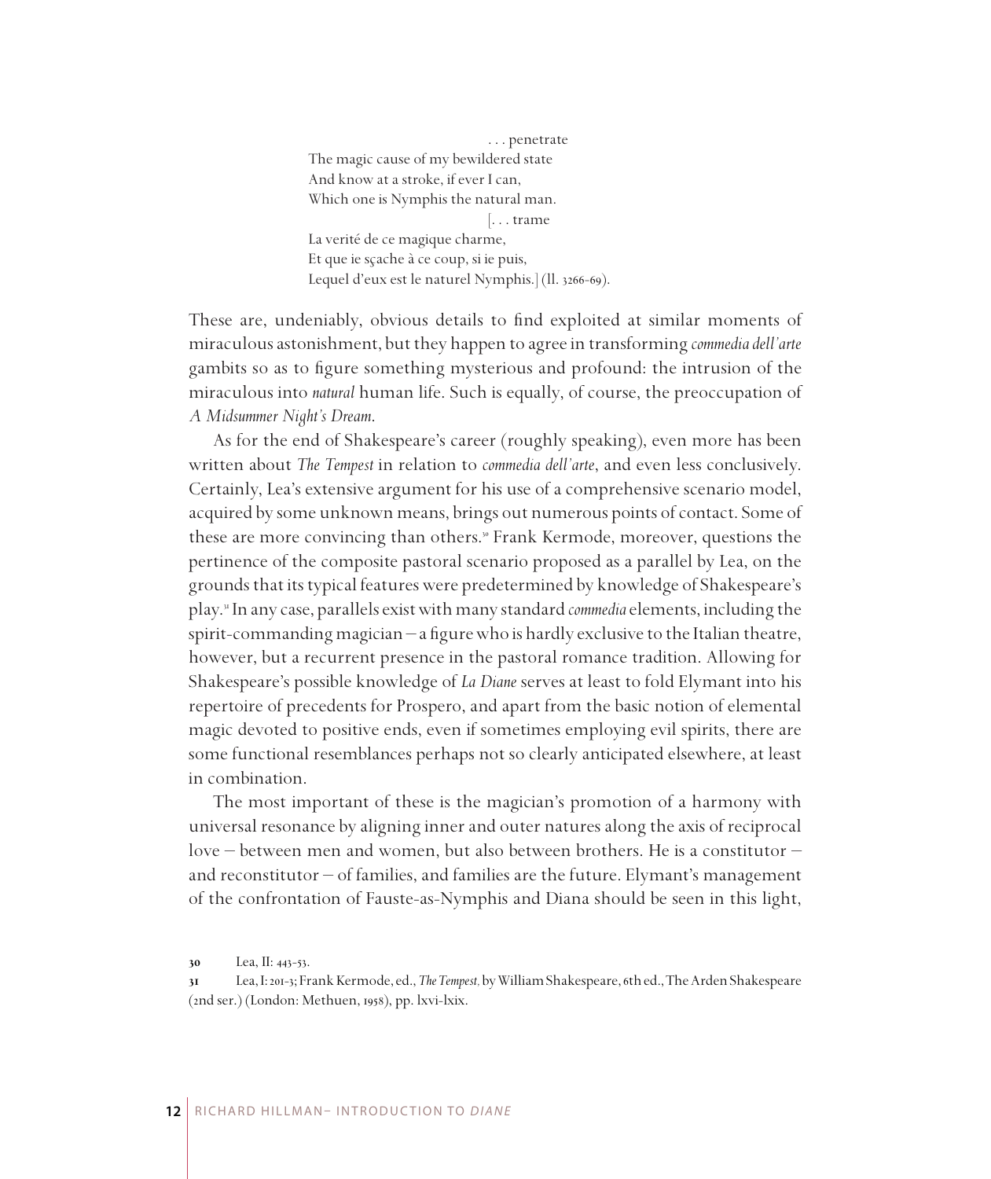> . . . penetrate  
> The magic cause of my bewildered state  
> And know at a stroke, if ever I can,  
> Which one is Nymphis the natural man.  
> [. . . trame  
> La verité de ce magique charme,  
> Et que ie sçache à ce coup, si ie puis,  
> Lequel d'eux est le naturel Nymphis.] (ll. 3266-69).

These are, undeniably, obvious details to find exploited at similar moments of miraculous astonishment, but they happen to agree in transforming *commedia dell'arte* gambits so as to figure something mysterious and profound: the intrusion of the miraculous into *natural* human life. Such is equally, of course, the preoccupation of *A Midsummer Night's Dream*.

As for the end of Shakespeare's career (roughly speaking), even more has been written about *The Tempest* in relation to *commedia dell'arte*, and even less conclusively. Certainly, Lea's extensive argument for his use of a comprehensive scenario model, acquired by some unknown means, brings out numerous points of contact. Some of these are more convincing than others.[30] Frank Kermode, moreover, questions the pertinence of the composite pastoral scenario proposed as a parallel by Lea, on the grounds that its typical features were predetermined by knowledge of Shakespeare's play.[31] In any case, parallels exist with many standard *commedia* elements, including the spirit-commanding magician – a figure who is hardly exclusive to the Italian theatre, however, but a recurrent presence in the pastoral romance tradition. Allowing for Shakespeare's possible knowledge of *La Diane* serves at least to fold Elymant into his repertoire of precedents for Prospero, and apart from the basic notion of elemental magic devoted to positive ends, even if sometimes employing evil spirits, there are some functional resemblances perhaps not so clearly anticipated elsewhere, at least in combination.

The most important of these is the magician's promotion of a harmony with universal resonance by aligning inner and outer natures along the axis of reciprocal love – between men and women, but also between brothers. He is a constitutor – and reconstitutor – of families, and families are the future. Elymant's management of the confrontation of Fauste-as-Nymphis and Diana should be seen in this light,

---

30 Lea, II: 443-53.

31 Lea, I: 201-3; Frank Kermode, ed., *The Tempest,* by William Shakespeare, 6th ed., The Arden Shakespeare (2nd ser.) (London: Methuen, 1958), pp. lxvi-lxix.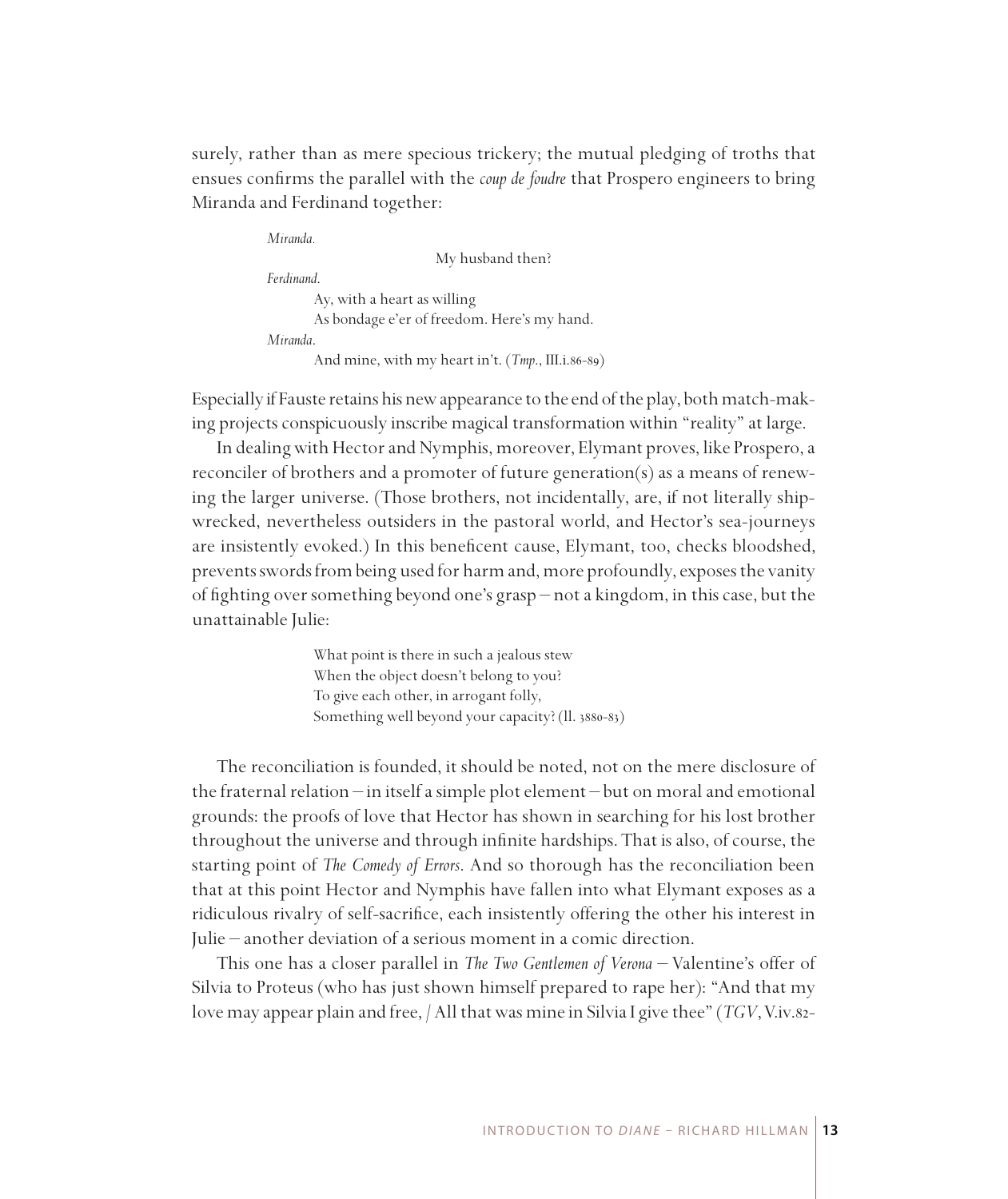surely, rather than as mere specious trickery; the mutual pledging of troths that ensues confirms the parallel with the *coup de foudre* that Prospero engineers to bring Miranda and Ferdinand together:

> *Miranda.*
> My husband then?
> *Ferdinand.*
> Ay, with a heart as willing
> As bondage e'er of freedom. Here's my hand.
> *Miranda.*
> And mine, with my heart in't. (*Tmp.*, III.i.86-89)

Especially if Fauste retains his new appearance to the end of the play, both match-making projects conspicuously inscribe magical transformation within "reality" at large.

In dealing with Hector and Nymphis, moreover, Elymant proves, like Prospero, a reconciler of brothers and a promoter of future generation(s) as a means of renewing the larger universe. (Those brothers, not incidentally, are, if not literally shipwrecked, nevertheless outsiders in the pastoral world, and Hector's sea-journeys are insistently evoked.) In this beneficent cause, Elymant, too, checks bloodshed, prevents swords from being used for harm and, more profoundly, exposes the vanity of fighting over something beyond one's grasp – not a kingdom, in this case, but the unattainable Julie:

> What point is there in such a jealous stew
> When the object doesn't belong to you?
> To give each other, in arrogant folly,
> Something well beyond your capacity? (ll. 3880-83)

The reconciliation is founded, it should be noted, not on the mere disclosure of the fraternal relation – in itself a simple plot element – but on moral and emotional grounds: the proofs of love that Hector has shown in searching for his lost brother throughout the universe and through infinite hardships. That is also, of course, the starting point of *The Comedy of Errors*. And so thorough has the reconciliation been that at this point Hector and Nymphis have fallen into what Elymant exposes as a ridiculous rivalry of self-sacrifice, each insistently offering the other his interest in Julie – another deviation of a serious moment in a comic direction.

This one has a closer parallel in *The Two Gentlemen of Verona* – Valentine's offer of Silvia to Proteus (who has just shown himself prepared to rape her): "And that my love may appear plain and free, / All that was mine in Silvia I give thee" (*TGV*, V.iv.82-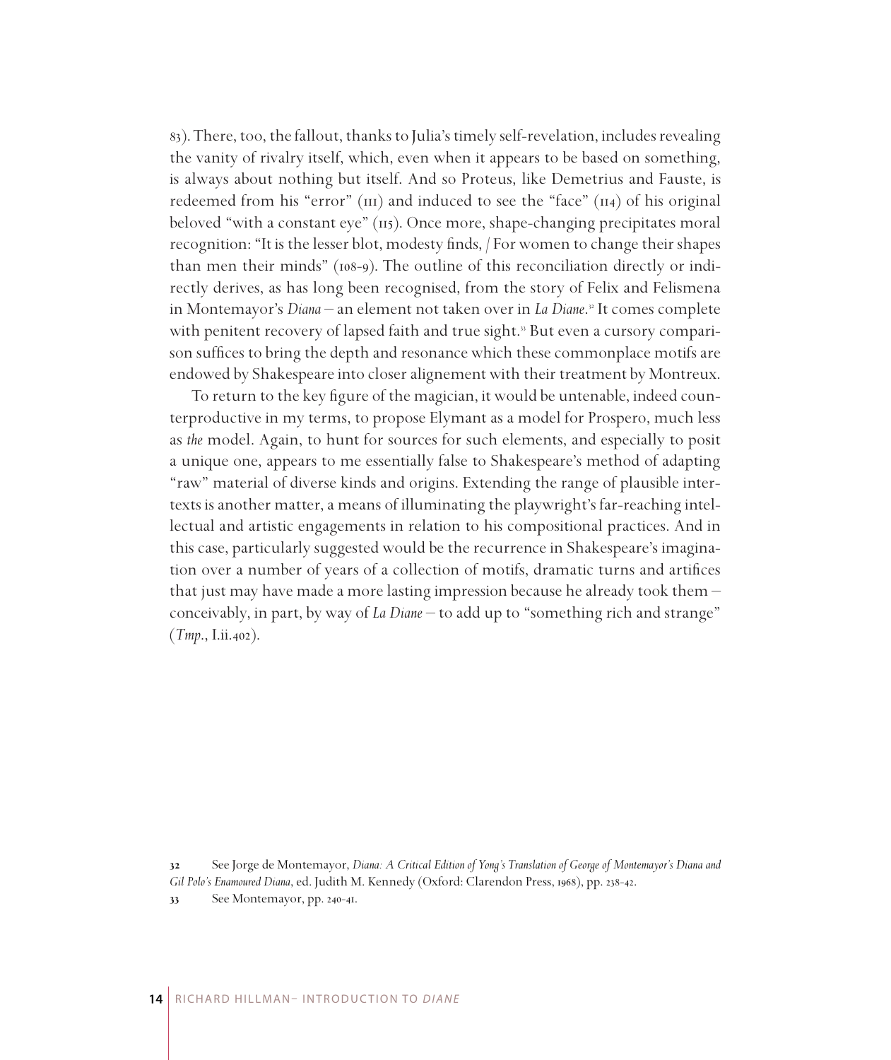83). There, too, the fallout, thanks to Julia's timely self-revelation, includes revealing the vanity of rivalry itself, which, even when it appears to be based on something, is always about nothing but itself. And so Proteus, like Demetrius and Fauste, is redeemed from his "error" (111) and induced to see the "face" (114) of his original beloved "with a constant eye" (115). Once more, shape-changing precipitates moral recognition: "It is the lesser blot, modesty finds, / For women to change their shapes than men their minds" (108-9). The outline of this reconciliation directly or indirectly derives, as has long been recognised, from the story of Felix and Felismena in Montemayor's *Diana* – an element not taken over in *La Diane*.[32] It comes complete with penitent recovery of lapsed faith and true sight.[33] But even a cursory comparison suffices to bring the depth and resonance which these commonplace motifs are endowed by Shakespeare into closer alignement with their treatment by Montreux.

To return to the key figure of the magician, it would be untenable, indeed counterproductive in my terms, to propose Elymant as a model for Prospero, much less as *the* model. Again, to hunt for sources for such elements, and especially to posit a unique one, appears to me essentially false to Shakespeare's method of adapting "raw" material of diverse kinds and origins. Extending the range of plausible intertexts is another matter, a means of illuminating the playwright's far-reaching intellectual and artistic engagements in relation to his compositional practices. And in this case, particularly suggested would be the recurrence in Shakespeare's imagination over a number of years of a collection of motifs, dramatic turns and artifices that just may have made a more lasting impression because he already took them – conceivably, in part, by way of *La Diane* – to add up to "something rich and strange" (*Tmp.*, I.ii.402).

---

**32** See Jorge de Montemayor, *Diana: A Critical Edition of Yong's Translation of George of Montemayor's Diana and Gil Polo's Enamoured Diana*, ed. Judith M. Kennedy (Oxford: Clarendon Press, 1968), pp. 238-42.

**33** See Montemayor, pp. 240-41.